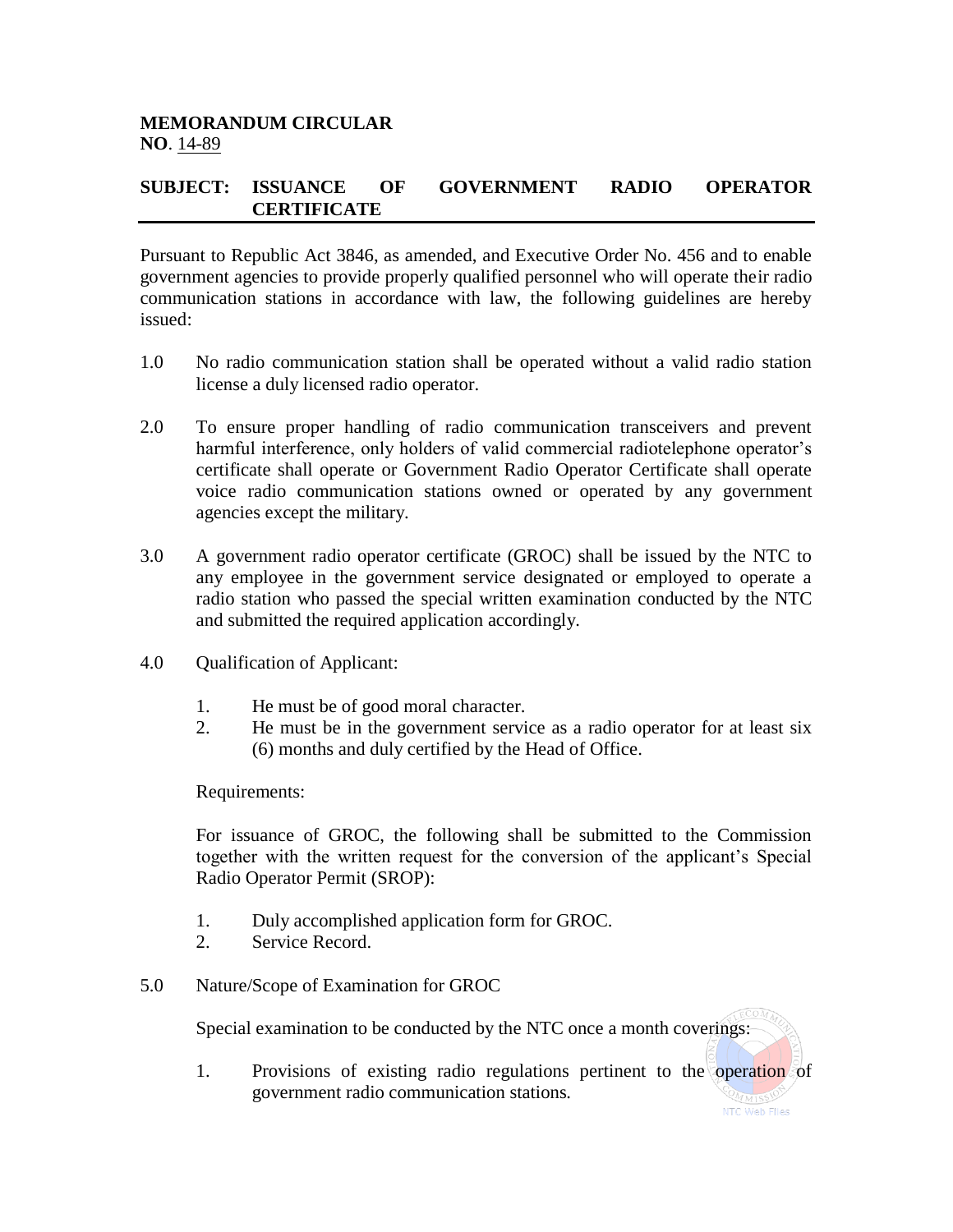**MEMORANDUM CIRCULAR**
**NO**. 14-89

**SUBJECT: ISSUANCE OF GOVERNMENT RADIO OPERATOR CERTIFICATE**

Pursuant to Republic Act 3846, as amended, and Executive Order No. 456 and to enable government agencies to provide properly qualified personnel who will operate their radio communication stations in accordance with law, the following guidelines are hereby issued:

1.0 No radio communication station shall be operated without a valid radio station license a duly licensed radio operator.

2.0 To ensure proper handling of radio communication transceivers and prevent harmful interference, only holders of valid commercial radiotelephone operator's certificate shall operate or Government Radio Operator Certificate shall operate voice radio communication stations owned or operated by any government agencies except the military.

3.0 A government radio operator certificate (GROC) shall be issued by the NTC to any employee in the government service designated or employed to operate a radio station who passed the special written examination conducted by the NTC and submitted the required application accordingly.

4.0 Qualification of Applicant:

1. He must be of good moral character.
2. He must be in the government service as a radio operator for at least six (6) months and duly certified by the Head of Office.

Requirements:

For issuance of GROC, the following shall be submitted to the Commission together with the written request for the conversion of the applicant's Special Radio Operator Permit (SROP):

1. Duly accomplished application form for GROC.
2. Service Record.

5.0 Nature/Scope of Examination for GROC

Special examination to be conducted by the NTC once a month coverings:

1. Provisions of existing radio regulations pertinent to the operation of government radio communication stations.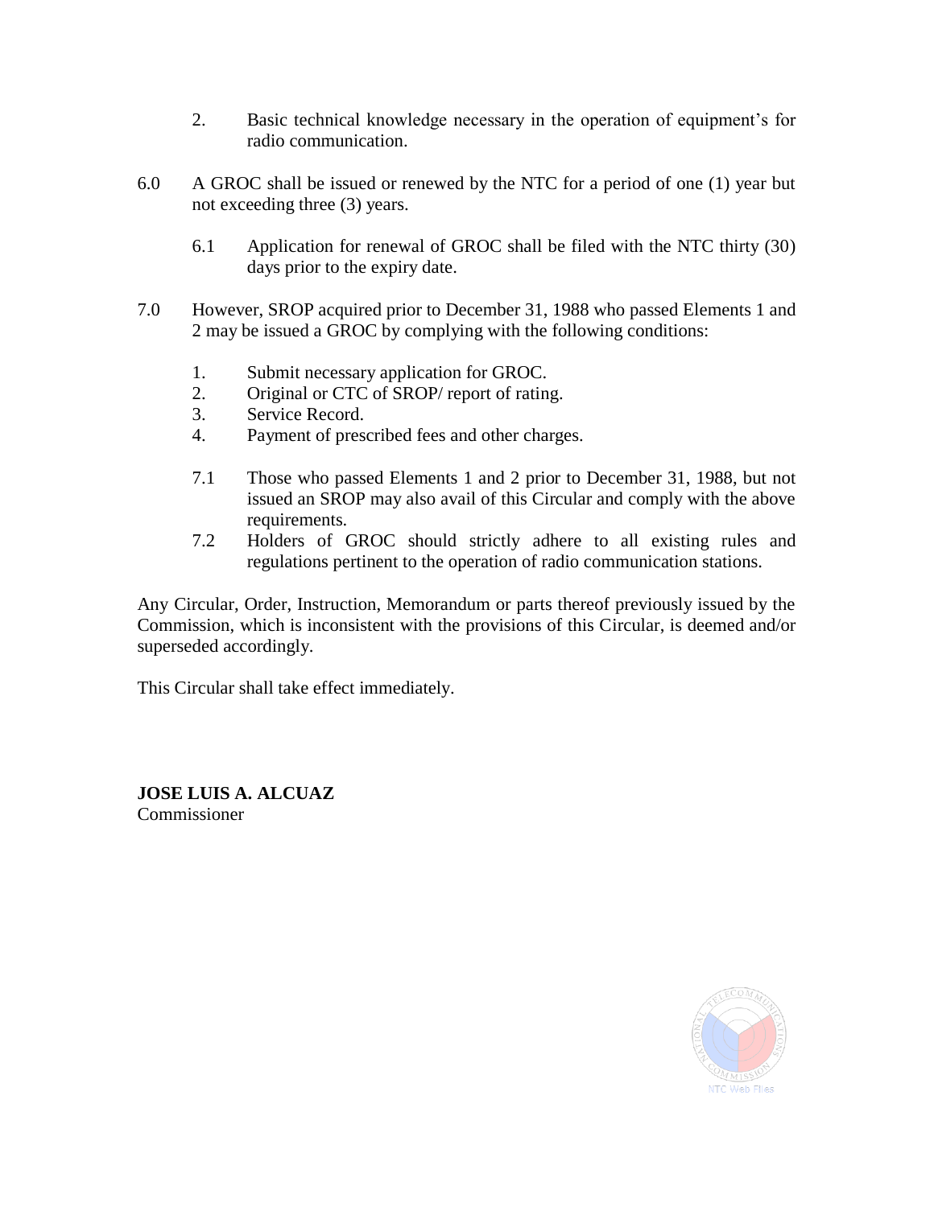2. Basic technical knowledge necessary in the operation of equipment's for radio communication.

6.0 A GROC shall be issued or renewed by the NTC for a period of one (1) year but not exceeding three (3) years.

6.1 Application for renewal of GROC shall be filed with the NTC thirty (30) days prior to the expiry date.

7.0 However, SROP acquired prior to December 31, 1988 who passed Elements 1 and 2 may be issued a GROC by complying with the following conditions:

1. Submit necessary application for GROC.
2. Original or CTC of SROP/ report of rating.
3. Service Record.
4. Payment of prescribed fees and other charges.

7.1 Those who passed Elements 1 and 2 prior to December 31, 1988, but not issued an SROP may also avail of this Circular and comply with the above requirements.

7.2 Holders of GROC should strictly adhere to all existing rules and regulations pertinent to the operation of radio communication stations.

Any Circular, Order, Instruction, Memorandum or parts thereof previously issued by the Commission, which is inconsistent with the provisions of this Circular, is deemed and/or superseded accordingly.

This Circular shall take effect immediately.

**JOSE LUIS A. ALCUAZ**
Commissioner